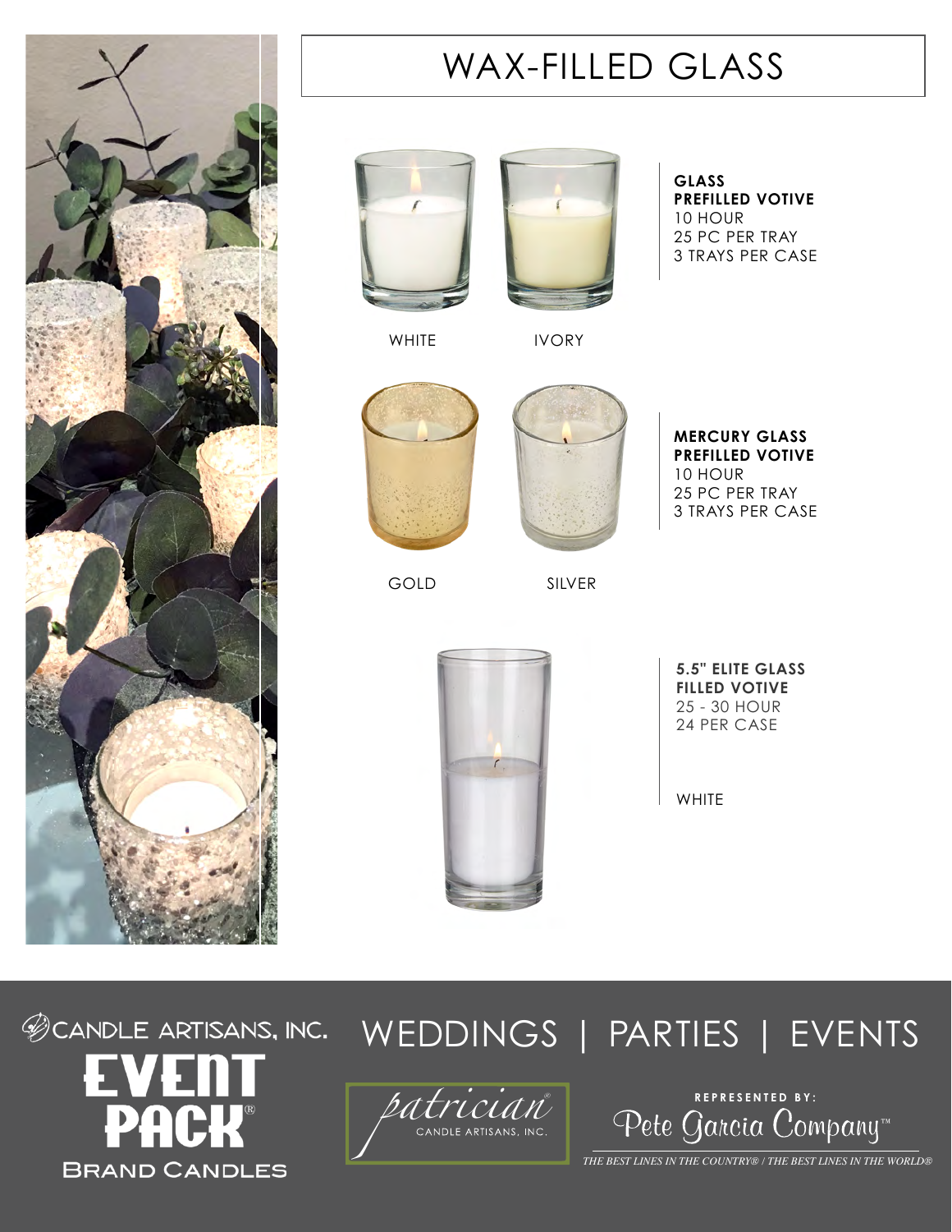# WAX-FILLED GLASS

WHITE

IVORY

**GLASS PREFILLED VOTIVE**
10 HOUR
25 PC PER TRAY
3 TRAYS PER CASE

GOLD

SILVER

**MERCURY GLASS PREFILLED VOTIVE**
10 HOUR
25 PC PER TRAY
3 TRAYS PER CASE

**5.5" ELITE GLASS FILLED VOTIVE**
25 - 30 HOUR
24 PER CASE

WHITE

CANDLE ARTISANS, INC.

EVENT PACK® BRAND CANDLES

WEDDINGS | PARTIES | EVENTS

patrician® CANDLE ARTISANS, INC.

REPRESENTED BY:
Pete Garcia Company™

*THE BEST LINES IN THE COUNTRY® / THE BEST LINES IN THE WORLD®*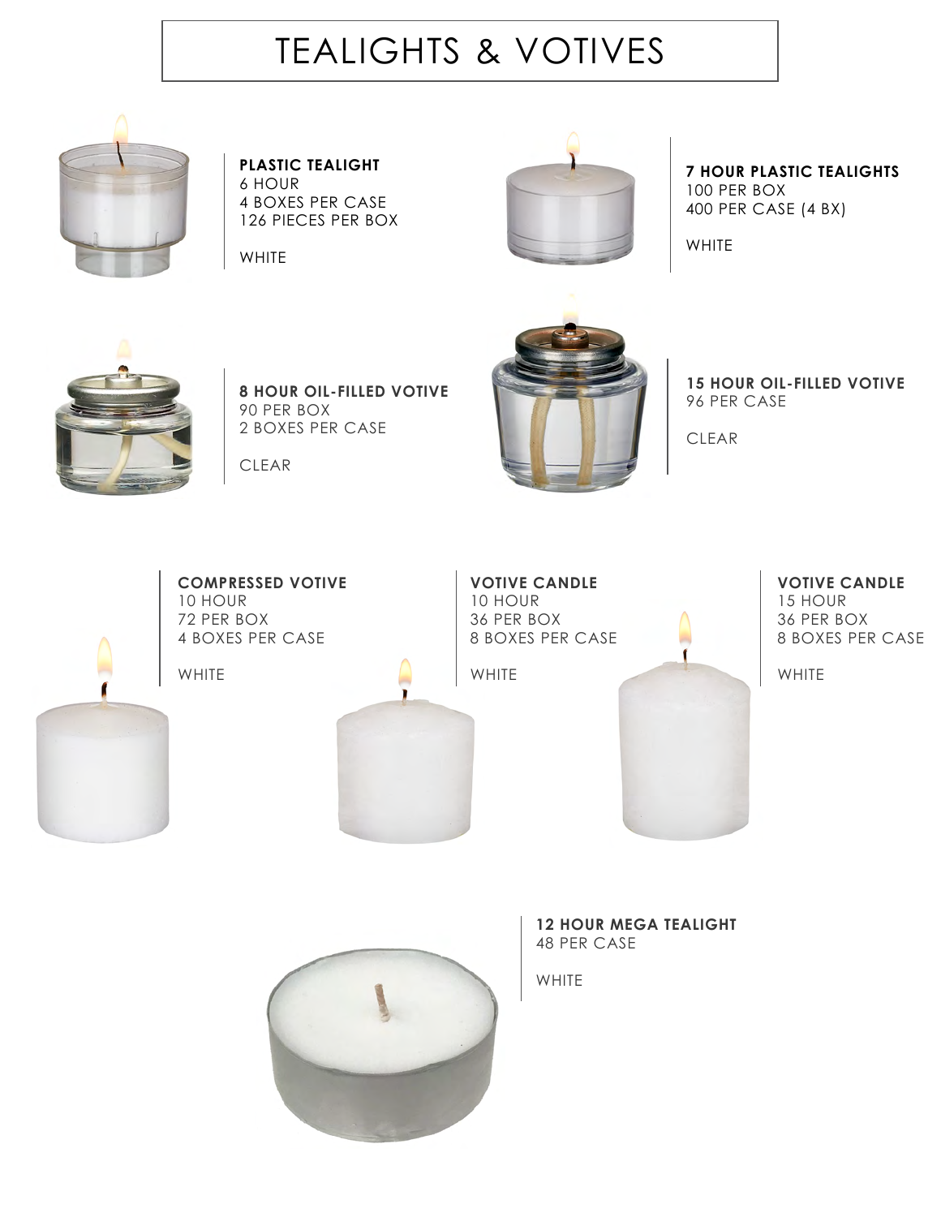# TEALIGHTS & VOTIVES

**PLASTIC TEALIGHT**
6 HOUR
4 BOXES PER CASE
126 PIECES PER BOX

WHITE

**7 HOUR PLASTIC TEALIGHTS**
100 PER BOX
400 PER CASE (4 BX)

WHITE

**8 HOUR OIL-FILLED VOTIVE**
90 PER BOX
2 BOXES PER CASE

CLEAR

**15 HOUR OIL-FILLED VOTIVE**
96 PER CASE

CLEAR

**COMPRESSED VOTIVE**
10 HOUR
72 PER BOX
4 BOXES PER CASE

WHITE

**VOTIVE CANDLE**
10 HOUR
36 PER BOX
8 BOXES PER CASE

WHITE

**VOTIVE CANDLE**
15 HOUR
36 PER BOX
8 BOXES PER CASE

WHITE

**12 HOUR MEGA TEALIGHT**
48 PER CASE

WHITE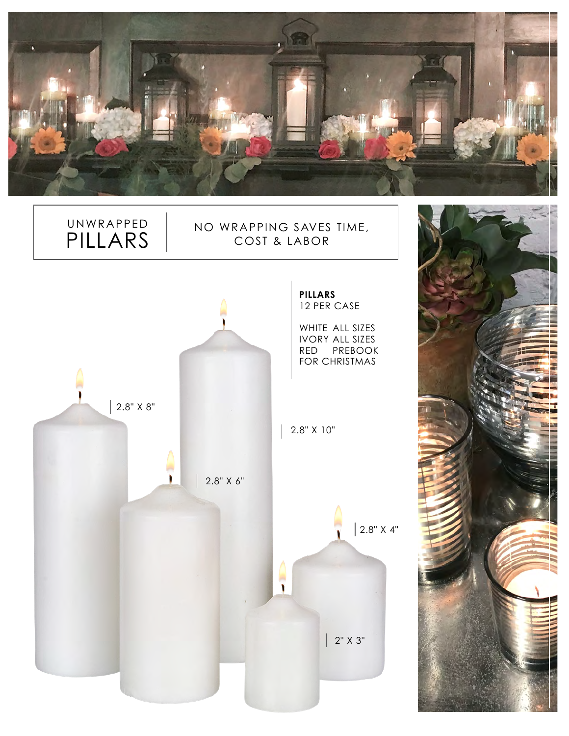# UNWRAPPED PILLARS

NO WRAPPING SAVES TIME, COST & LABOR

**PILLARS**
12 PER CASE

WHITE ALL SIZES
IVORY ALL SIZES
RED PREBOOK FOR CHRISTMAS

2.8" X 8"

2.8" X 10"

2.8" X 6"

2.8" X 4"

2" X 3"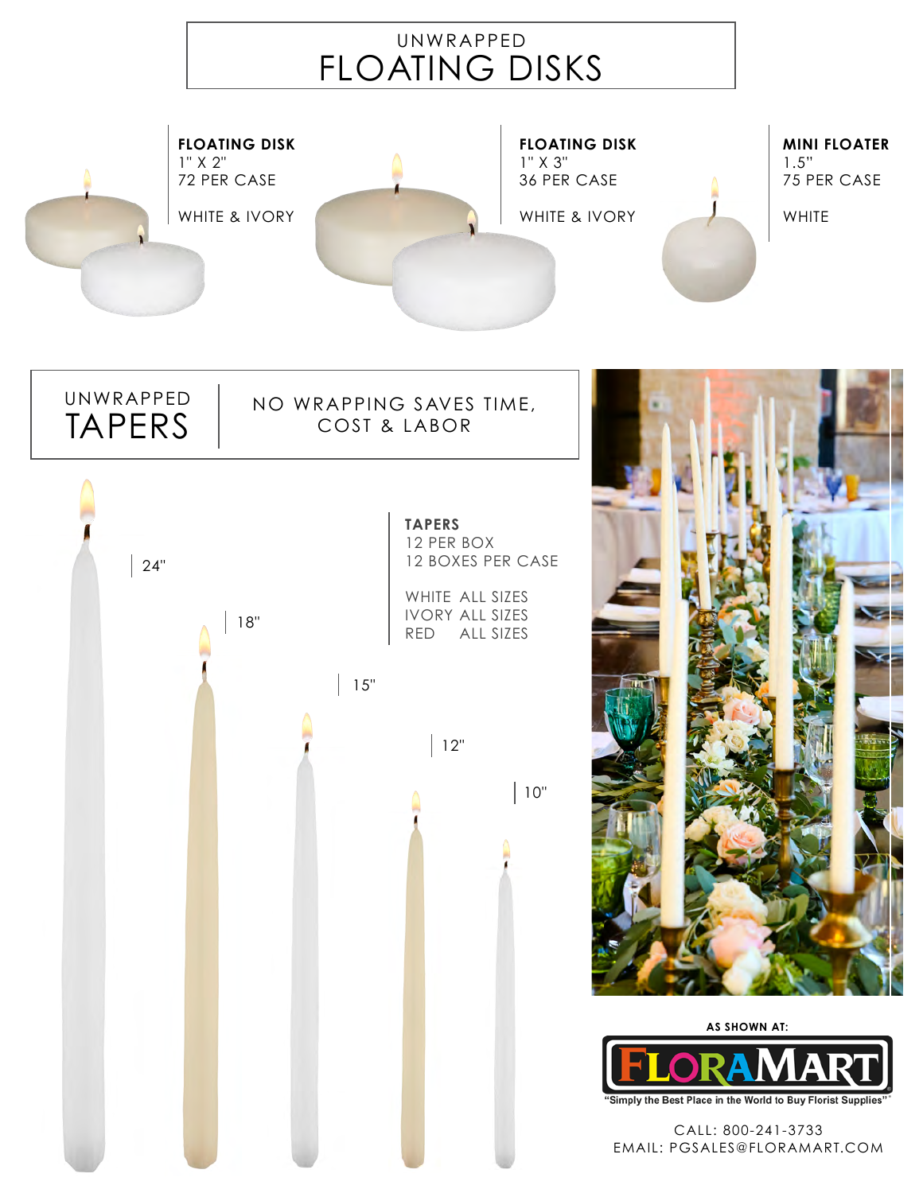# UNWRAPPED
# FLOATING DISKS

**FLOATING DISK**
1" X 2"
72 PER CASE

WHITE & IVORY

**FLOATING DISK**
1" X 3"
36 PER CASE

WHITE & IVORY

**MINI FLOATER**
1.5"
75 PER CASE

WHITE

## UNWRAPPED TAPERS

NO WRAPPING SAVES TIME, COST & LABOR

24"

18"

15"

12"

10"

**TAPERS**
12 PER BOX
12 BOXES PER CASE

WHITE ALL SIZES
IVORY ALL SIZES
RED ALL SIZES

**AS SHOWN AT:**

FLORAMART
"Simply the Best Place in the World to Buy Florist Supplies"

CALL: 800-241-3733
EMAIL: PGSALES@FLORAMART.COM